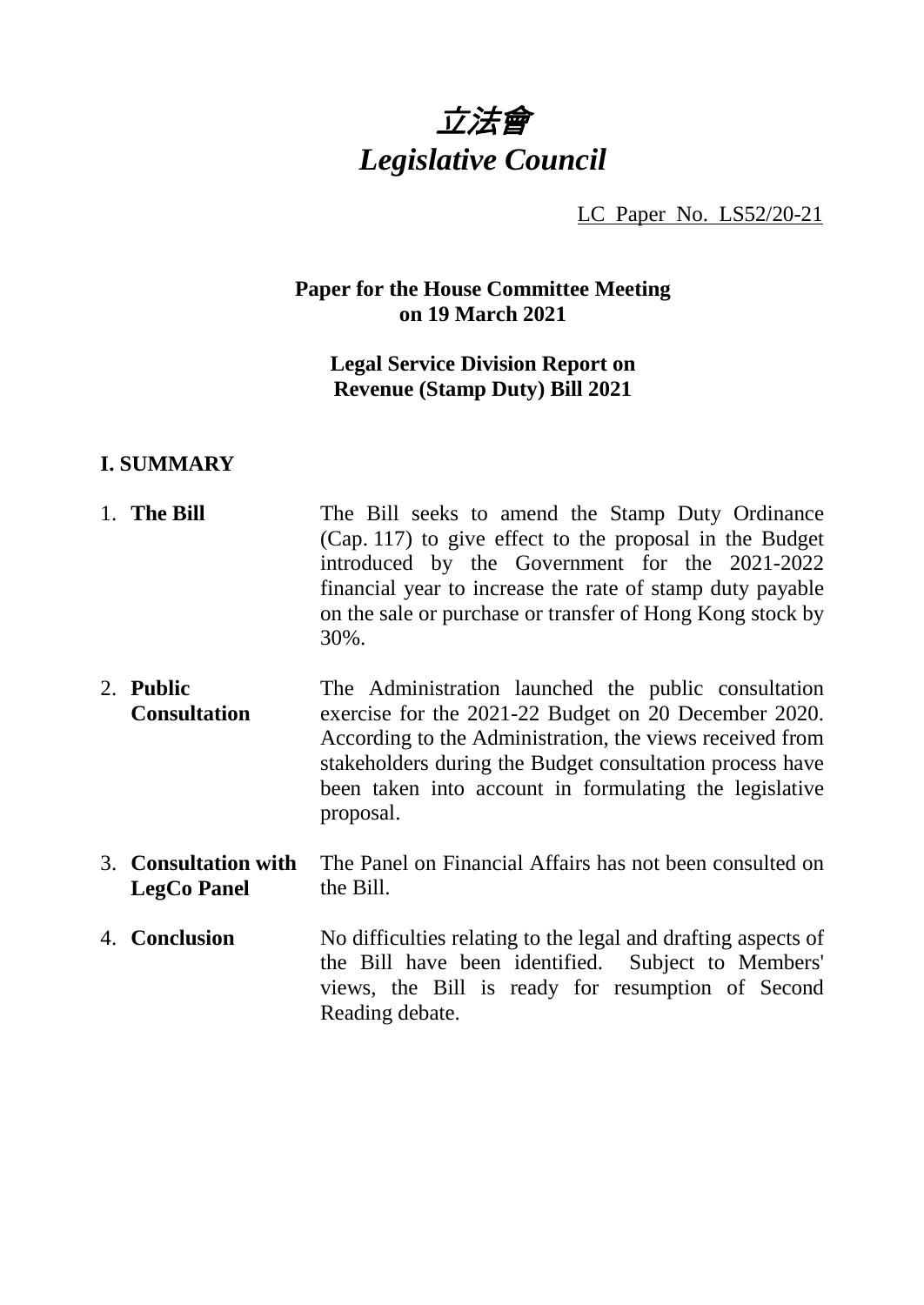# *立法會*
# *Legislative Council*

LC Paper No. LS52/20-21

**Paper for the House Committee Meeting on 19 March 2021**

**Legal Service Division Report on Revenue (Stamp Duty) Bill 2021**

## I. SUMMARY

| | |
|---|---|
| 1. **The Bill** | The Bill seeks to amend the Stamp Duty Ordinance (Cap. 117) to give effect to the proposal in the Budget introduced by the Government for the 2021-2022 financial year to increase the rate of stamp duty payable on the sale or purchase or transfer of Hong Kong stock by 30%. |
| 2. **Public Consultation** | The Administration launched the public consultation exercise for the 2021-22 Budget on 20 December 2020. According to the Administration, the views received from stakeholders during the Budget consultation process have been taken into account in formulating the legislative proposal. |
| 3. **Consultation with LegCo Panel** | The Panel on Financial Affairs has not been consulted on the Bill. |
| 4. **Conclusion** | No difficulties relating to the legal and drafting aspects of the Bill have been identified. Subject to Members' views, the Bill is ready for resumption of Second Reading debate. |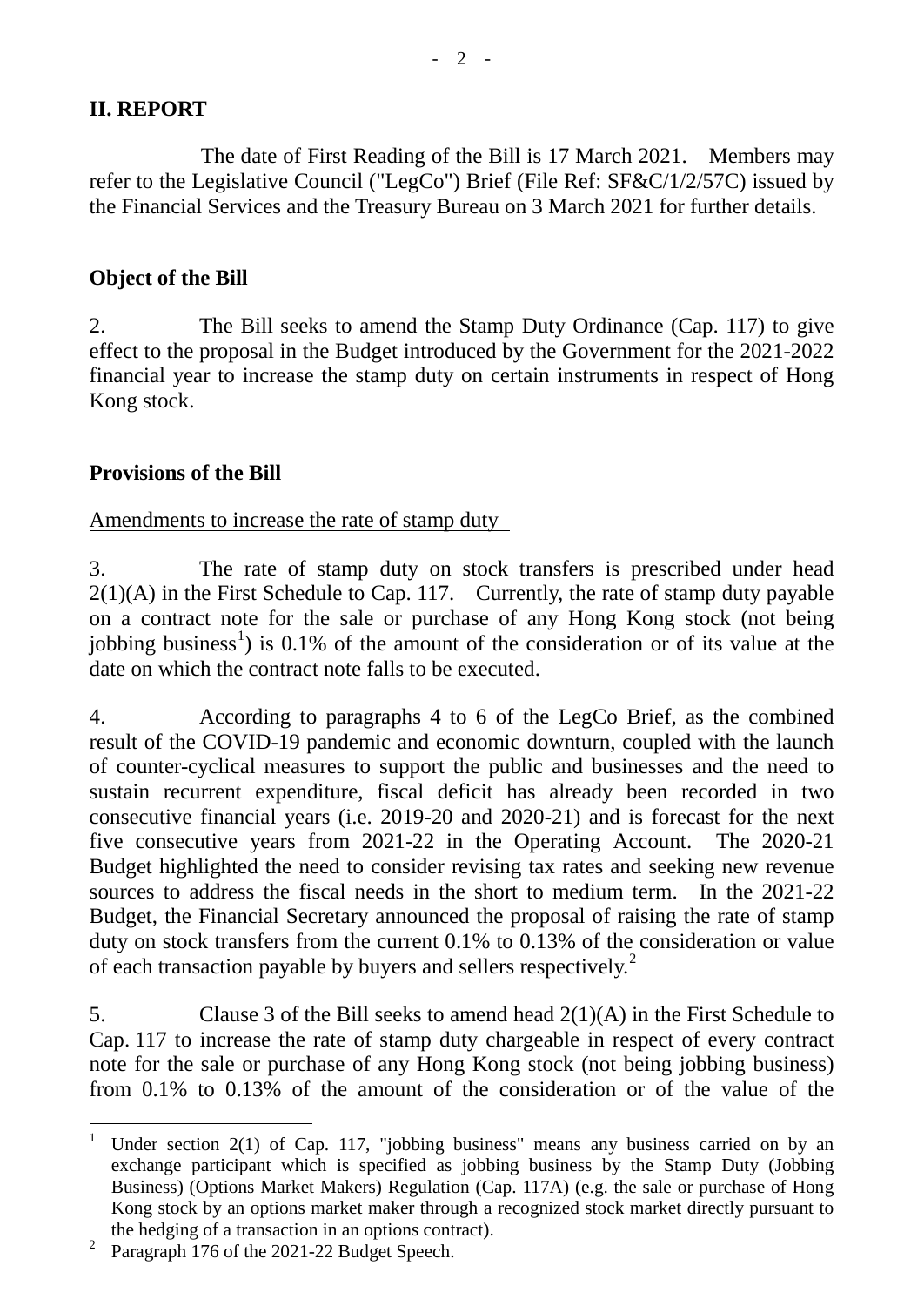## II. REPORT

The date of First Reading of the Bill is 17 March 2021. Members may refer to the Legislative Council ("LegCo") Brief (File Ref: SF&C/1/2/57C) issued by the Financial Services and the Treasury Bureau on 3 March 2021 for further details.

### Object of the Bill

2. The Bill seeks to amend the Stamp Duty Ordinance (Cap. 117) to give effect to the proposal in the Budget introduced by the Government for the 2021-2022 financial year to increase the stamp duty on certain instruments in respect of Hong Kong stock.

### Provisions of the Bill

Amendments to increase the rate of stamp duty

3. The rate of stamp duty on stock transfers is prescribed under head 2(1)(A) in the First Schedule to Cap. 117. Currently, the rate of stamp duty payable on a contract note for the sale or purchase of any Hong Kong stock (not being jobbing business[1]) is 0.1% of the amount of the consideration or of its value at the date on which the contract note falls to be executed.

4. According to paragraphs 4 to 6 of the LegCo Brief, as the combined result of the COVID-19 pandemic and economic downturn, coupled with the launch of counter-cyclical measures to support the public and businesses and the need to sustain recurrent expenditure, fiscal deficit has already been recorded in two consecutive financial years (i.e. 2019-20 and 2020-21) and is forecast for the next five consecutive years from 2021-22 in the Operating Account. The 2020-21 Budget highlighted the need to consider revising tax rates and seeking new revenue sources to address the fiscal needs in the short to medium term. In the 2021-22 Budget, the Financial Secretary announced the proposal of raising the rate of stamp duty on stock transfers from the current 0.1% to 0.13% of the consideration or value of each transaction payable by buyers and sellers respectively.[2]

5. Clause 3 of the Bill seeks to amend head 2(1)(A) in the First Schedule to Cap. 117 to increase the rate of stamp duty chargeable in respect of every contract note for the sale or purchase of any Hong Kong stock (not being jobbing business) from 0.1% to 0.13% of the amount of the consideration or of the value of the

---

[1] Under section 2(1) of Cap. 117, "jobbing business" means any business carried on by an exchange participant which is specified as jobbing business by the Stamp Duty (Jobbing Business) (Options Market Makers) Regulation (Cap. 117A) (e.g. the sale or purchase of Hong Kong stock by an options market maker through a recognized stock market directly pursuant to the hedging of a transaction in an options contract).

[2] Paragraph 176 of the 2021-22 Budget Speech.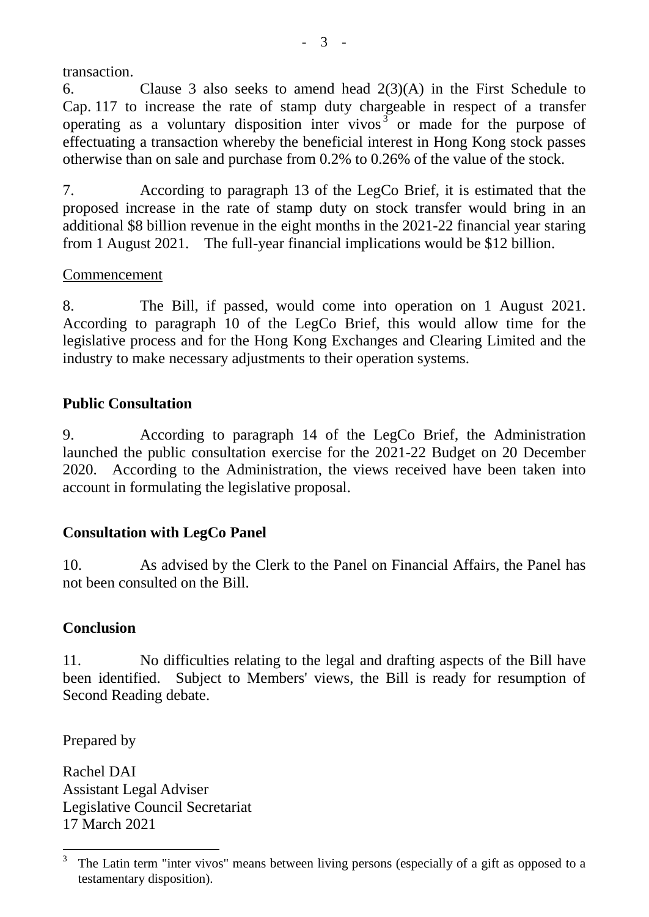transaction.

6. Clause 3 also seeks to amend head 2(3)(A) in the First Schedule to Cap. 117 to increase the rate of stamp duty chargeable in respect of a transfer operating as a voluntary disposition inter vivos[3] or made for the purpose of effectuating a transaction whereby the beneficial interest in Hong Kong stock passes otherwise than on sale and purchase from 0.2% to 0.26% of the value of the stock.

7. According to paragraph 13 of the LegCo Brief, it is estimated that the proposed increase in the rate of stamp duty on stock transfer would bring in an additional $8 billion revenue in the eight months in the 2021-22 financial year staring from 1 August 2021. The full-year financial implications would be $12 billion.

Commencement

8. The Bill, if passed, would come into operation on 1 August 2021. According to paragraph 10 of the LegCo Brief, this would allow time for the legislative process and for the Hong Kong Exchanges and Clearing Limited and the industry to make necessary adjustments to their operation systems.

**Public Consultation**

9. According to paragraph 14 of the LegCo Brief, the Administration launched the public consultation exercise for the 2021-22 Budget on 20 December 2020. According to the Administration, the views received have been taken into account in formulating the legislative proposal.

**Consultation with LegCo Panel**

10. As advised by the Clerk to the Panel on Financial Affairs, the Panel has not been consulted on the Bill.

**Conclusion**

11. No difficulties relating to the legal and drafting aspects of the Bill have been identified. Subject to Members' views, the Bill is ready for resumption of Second Reading debate.

Prepared by

Rachel DAI
Assistant Legal Adviser
Legislative Council Secretariat
17 March 2021

---

[3] The Latin term "inter vivos" means between living persons (especially of a gift as opposed to a testamentary disposition).